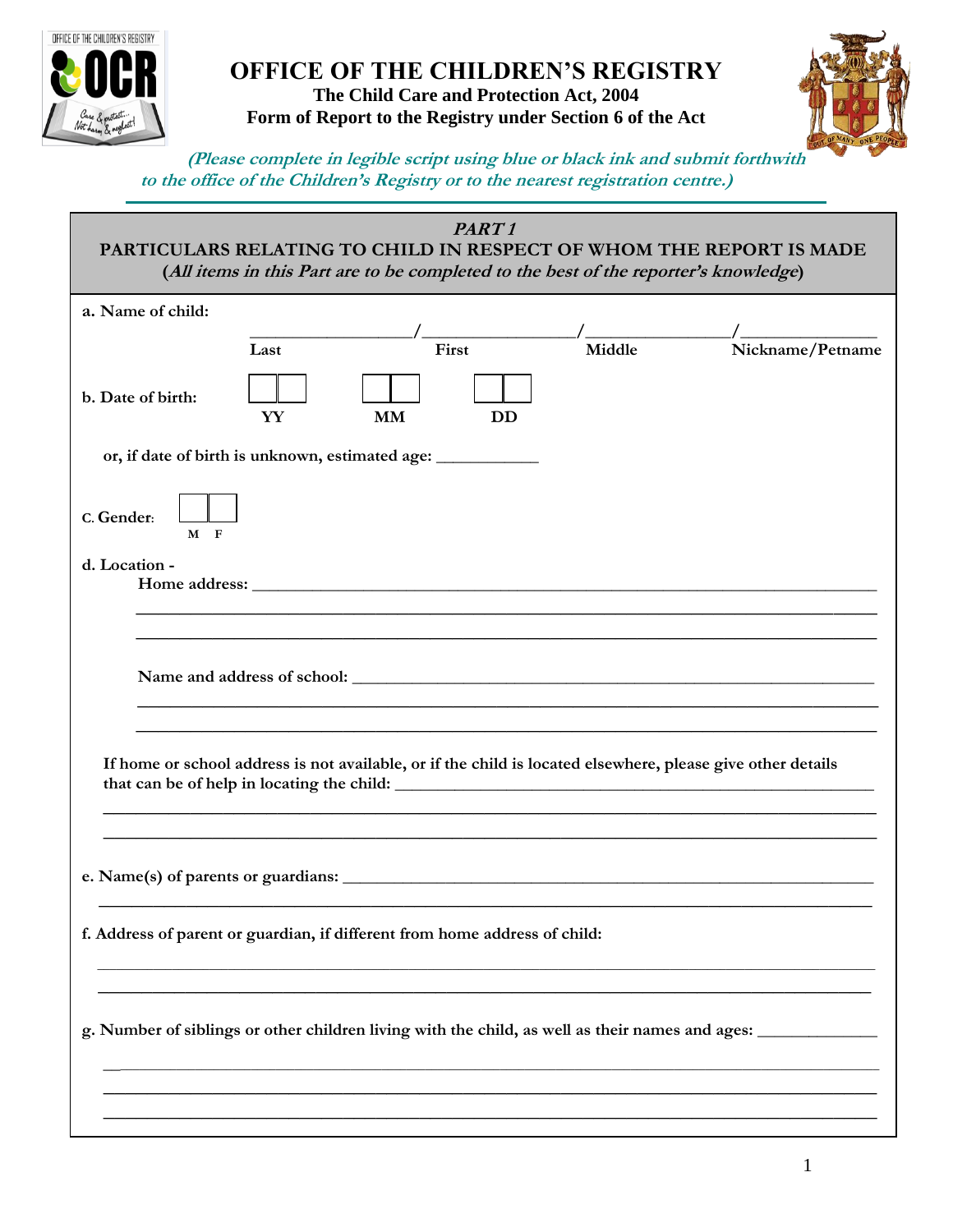# OFFICE OF THE CHILDREN'S REGISTRY

**The Child Care and Protection Act, 2004**

**Form of Report to the Registry under Section 6 of the Act**

***(Please complete in legible script using blue or black ink and submit forthwith to the office of the Children's Registry or to the nearest registration centre.)***

## *PART 1*

## PARTICULARS RELATING TO CHILD IN RESPECT OF WHOM THE REPORT IS MADE

**(*All items in this Part are to be completed to the best of the reporter's knowledge*)**

**a. Name of child:**

_________________/_________________/_________________/_________________

**Last** / **First** / **Middle** / **Nickname/Petname**

**b. Date of birth:** ☐☐ **YY** ☐☐ **MM** ☐☐ **DD**

**or, if date of birth is unknown, estimated age:** ___________

**C. Gender:** ☐ **M** ☐ **F**

**d. Location -**

**Home address:** ______________________________________________________________

______________________________________________________________

______________________________________________________________

**Name and address of school:** ______________________________________________________________

______________________________________________________________

______________________________________________________________

**If home or school address is not available, or if the child is located elsewhere, please give other details that can be of help in locating the child:** ______________________________________________________________

______________________________________________________________

______________________________________________________________

**e. Name(s) of parents or guardians:** ______________________________________________________________

______________________________________________________________

**f. Address of parent or guardian, if different from home address of child:**

______________________________________________________________

______________________________________________________________

**g. Number of siblings or other children living with the child, as well as their names and ages:** _____________

______________________________________________________________

______________________________________________________________

______________________________________________________________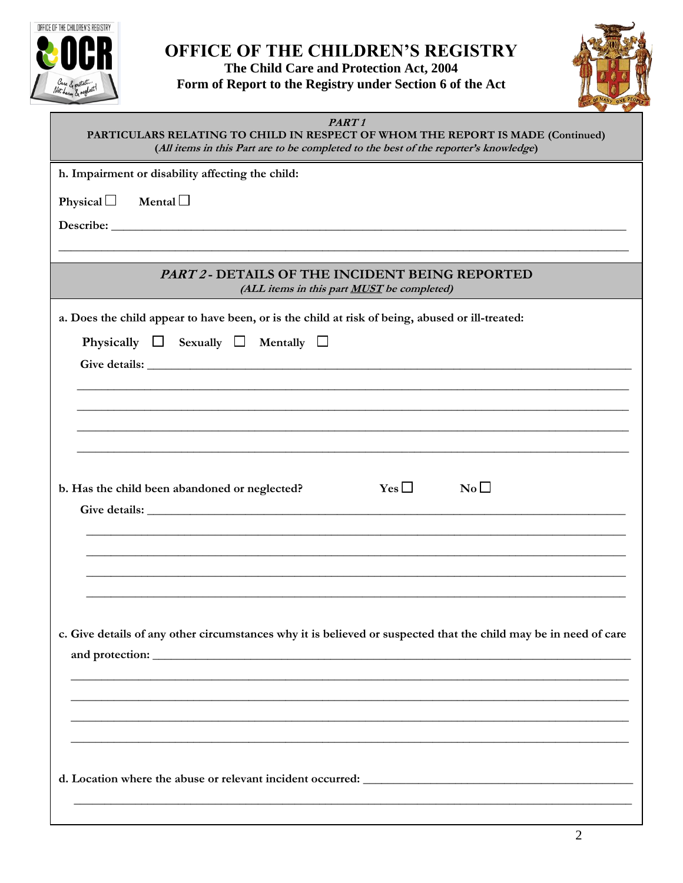# OFFICE OF THE CHILDREN'S REGISTRY

**The Child Care and Protection Act, 2004**

**Form of Report to the Registry under Section 6 of the Act**

## *PART 1*

**PARTICULARS RELATING TO CHILD IN RESPECT OF WHOM THE REPORT IS MADE (Continued)**

**(*All items in this Part are to be completed to the best of the reporter's knowledge*)**

**h. Impairment or disability affecting the child:**

**Physical** ☐ **Mental** ☐

**Describe:** ___________________________________________________________________________

______________________________________________________________________________________

## *PART 2* - DETAILS OF THE INCIDENT BEING REPORTED

***(ALL items in this part MUST be completed)***

**a. Does the child appear to have been, or is the child at risk of being, abused or ill-treated:**

**Physically** ☐ **Sexually** ☐ **Mentally** ☐

**Give details:** ________________________________________________________________________

______________________________________________________________________________________

______________________________________________________________________________________

______________________________________________________________________________________

______________________________________________________________________________________

**b. Has the child been abandoned or neglected?** **Yes** ☐ **No** ☐

**Give details:** ________________________________________________________________________

______________________________________________________________________________________

______________________________________________________________________________________

______________________________________________________________________________________

______________________________________________________________________________________

**c. Give details of any other circumstances why it is believed or suspected that the child may be in need of care and protection:** ________________________________________________________________

______________________________________________________________________________________

______________________________________________________________________________________

______________________________________________________________________________________

______________________________________________________________________________________

**d. Location where the abuse or relevant incident occurred:** ______________________________________

______________________________________________________________________________________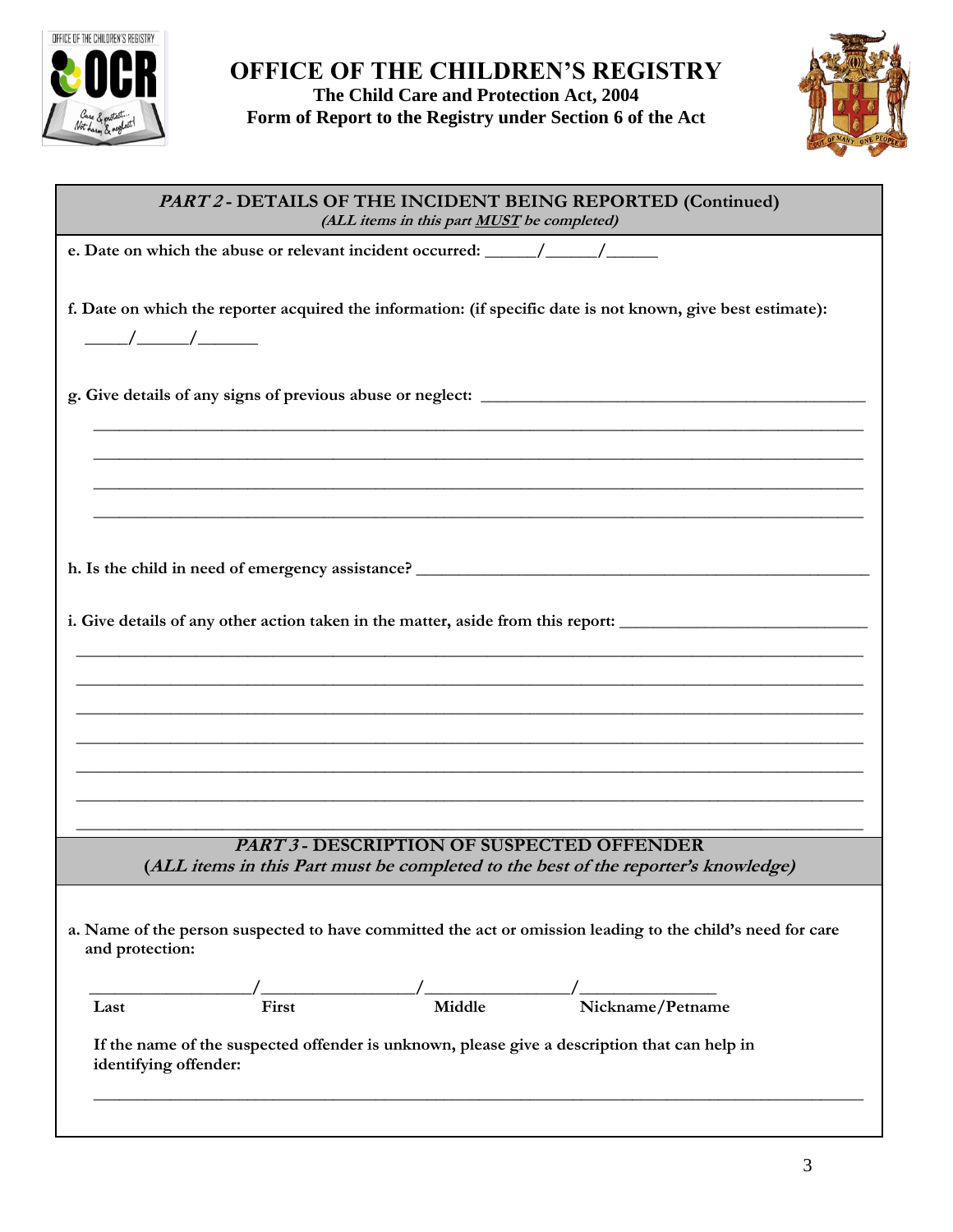# OFFICE OF THE CHILDREN'S REGISTRY

**The Child Care and Protection Act, 2004**
**Form of Report to the Registry under Section 6 of the Act**

## *PART 2* - DETAILS OF THE INCIDENT BEING REPORTED (Continued)

***(ALL items in this part MUST be completed)***

**e. Date on which the abuse or relevant incident occurred:** ______/______/______

**f. Date on which the reporter acquired the information: (if specific date is not known, give best estimate):**

______/______/_______

**g. Give details of any signs of previous abuse or neglect:** ___________________________________________

_______________________________________________________________________________

_______________________________________________________________________________

_______________________________________________________________________________

_______________________________________________________________________________

**h. Is the child in need of emergency assistance?** _____________________________________________

**i. Give details of any other action taken in the matter, aside from this report:** ___________________________

_______________________________________________________________________________

_______________________________________________________________________________

_______________________________________________________________________________

_______________________________________________________________________________

_______________________________________________________________________________

_______________________________________________________________________________

_______________________________________________________________________________

## *PART 3* - DESCRIPTION OF SUSPECTED OFFENDER

***(ALL items in this Part must be completed to the best of the reporter's knowledge)***

**a. Name of the person suspected to have committed the act or omission leading to the child's need for care and protection:**

__________________/_________________/________________/_______________

**Last** | **First** | **Middle** | **Nickname/Petname**

**If the name of the suspected offender is unknown, please give a description that can help in identifying offender:**

_______________________________________________________________________________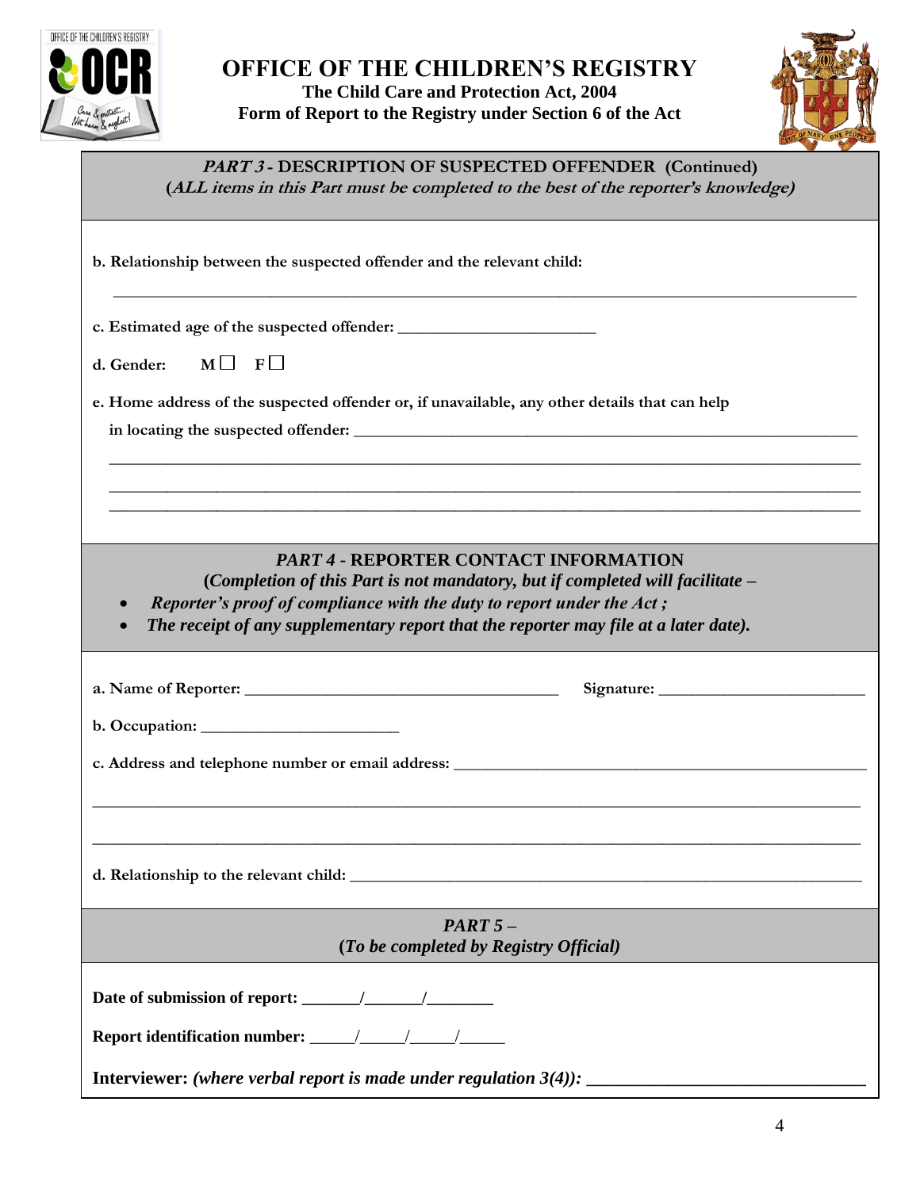# OFFICE OF THE CHILDREN'S REGISTRY

**The Child Care and Protection Act, 2004**

**Form of Report to the Registry under Section 6 of the Act**

## *PART 3* - DESCRIPTION OF SUSPECTED OFFENDER (Continued)

**(*ALL items in this Part must be completed to the best of the reporter's knowledge)***

**b. Relationship between the suspected offender and the relevant child:**

_______________________________________________________________________________

**c. Estimated age of the suspected offender:** ________________________

**d. Gender:** **M** ☐ **F** ☐

**e. Home address of the suspected offender or, if unavailable, any other details that can help in locating the suspected offender:** ________________________________________________

_______________________________________________________________________________

_______________________________________________________________________________

_______________________________________________________________________________

## *PART 4* - REPORTER CONTACT INFORMATION

**(*Completion of this Part is not mandatory, but if completed will facilitate –***

- ***Reporter's proof of compliance with the duty to report under the Act ;***
- ***The receipt of any supplementary report that the reporter may file at a later date).***

**a. Name of Reporter:** ______________________________________ **Signature:** ________________________

**b. Occupation:** ________________________

**c. Address and telephone number or email address:** ________________________________________________

_______________________________________________________________________________

_______________________________________________________________________________

**d. Relationship to the relevant child:** ______________________________________________________________

## *PART 5* –

**(*To be completed by Registry Official)***

**Date of submission of report:** _______/_______/________

**Report identification number:** _____/_____/_____/_____

**Interviewer:** ***(where verbal report is made under regulation 3(4)):*** ______________________________